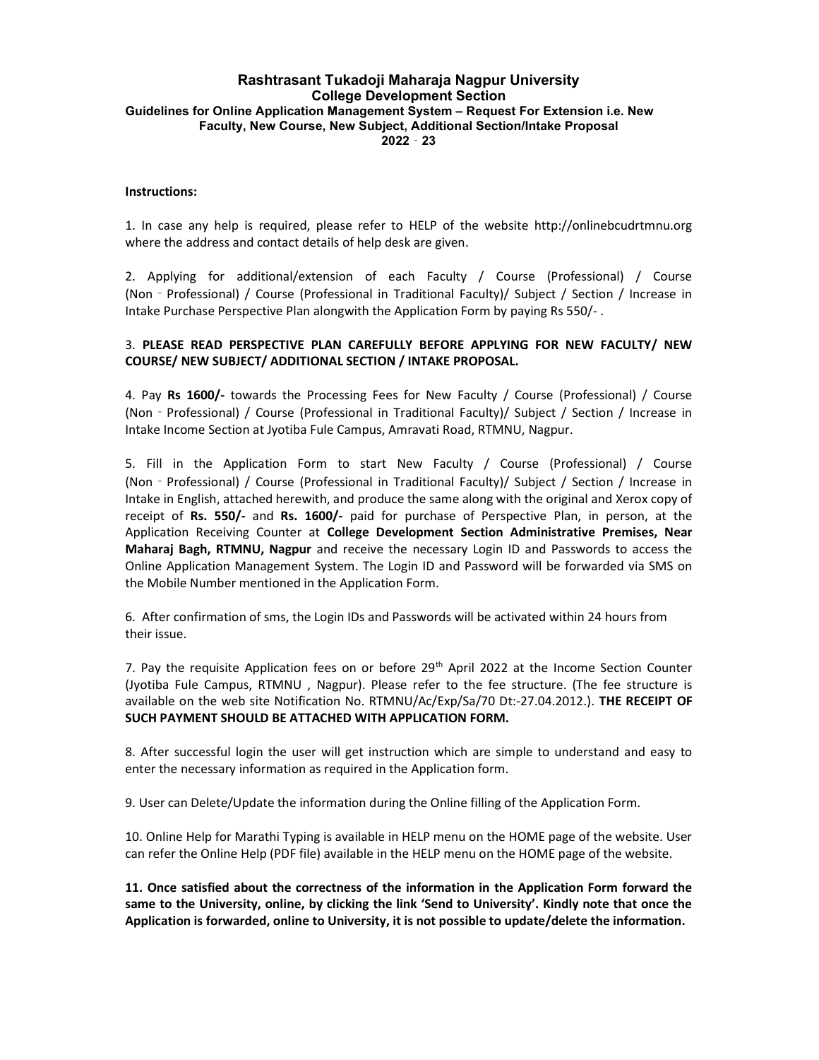**Rashtrasant Tukadoji Maharaja Nagpur University**
**College Development Section**
**Guidelines for Online Application Management System – Request For Extension i.e. New Faculty, New Course, New Subject, Additional Section/Intake Proposal**
**2022 - 23**

**Instructions:**

1. In case any help is required, please refer to HELP of the website http://onlinebcudrtmnu.org where the address and contact details of help desk are given.

2. Applying for additional/extension of each Faculty / Course (Professional) / Course (Non - Professional) / Course (Professional in Traditional Faculty)/ Subject / Section / Increase in Intake Purchase Perspective Plan alongwith the Application Form by paying Rs 550/- .

3. **PLEASE READ PERSPECTIVE PLAN CAREFULLY BEFORE APPLYING FOR NEW FACULTY/ NEW COURSE/ NEW SUBJECT/ ADDITIONAL SECTION / INTAKE PROPOSAL.**

4. Pay **Rs 1600/-** towards the Processing Fees for New Faculty / Course (Professional) / Course (Non - Professional) / Course (Professional in Traditional Faculty)/ Subject / Section / Increase in Intake Income Section at Jyotiba Fule Campus, Amravati Road, RTMNU, Nagpur.

5. Fill in the Application Form to start New Faculty / Course (Professional) / Course (Non - Professional) / Course (Professional in Traditional Faculty)/ Subject / Section / Increase in Intake in English, attached herewith, and produce the same along with the original and Xerox copy of receipt of **Rs. 550/-** and **Rs. 1600/-** paid for purchase of Perspective Plan, in person, at the Application Receiving Counter at **College Development Section Administrative Premises, Near Maharaj Bagh, RTMNU, Nagpur** and receive the necessary Login ID and Passwords to access the Online Application Management System. The Login ID and Password will be forwarded via SMS on the Mobile Number mentioned in the Application Form.

6. After confirmation of sms, the Login IDs and Passwords will be activated within 24 hours from their issue.

7. Pay the requisite Application fees on or before 29th April 2022 at the Income Section Counter (Jyotiba Fule Campus, RTMNU , Nagpur). Please refer to the fee structure. (The fee structure is available on the web site Notification No. RTMNU/Ac/Exp/Sa/70 Dt:-27.04.2012.). **THE RECEIPT OF SUCH PAYMENT SHOULD BE ATTACHED WITH APPLICATION FORM.**

8. After successful login the user will get instruction which are simple to understand and easy to enter the necessary information as required in the Application form.

9. User can Delete/Update the information during the Online filling of the Application Form.

10. Online Help for Marathi Typing is available in HELP menu on the HOME page of the website. User can refer the Online Help (PDF file) available in the HELP menu on the HOME page of the website.

**11. Once satisfied about the correctness of the information in the Application Form forward the same to the University, online, by clicking the link 'Send to University'. Kindly note that once the Application is forwarded, online to University, it is not possible to update/delete the information.**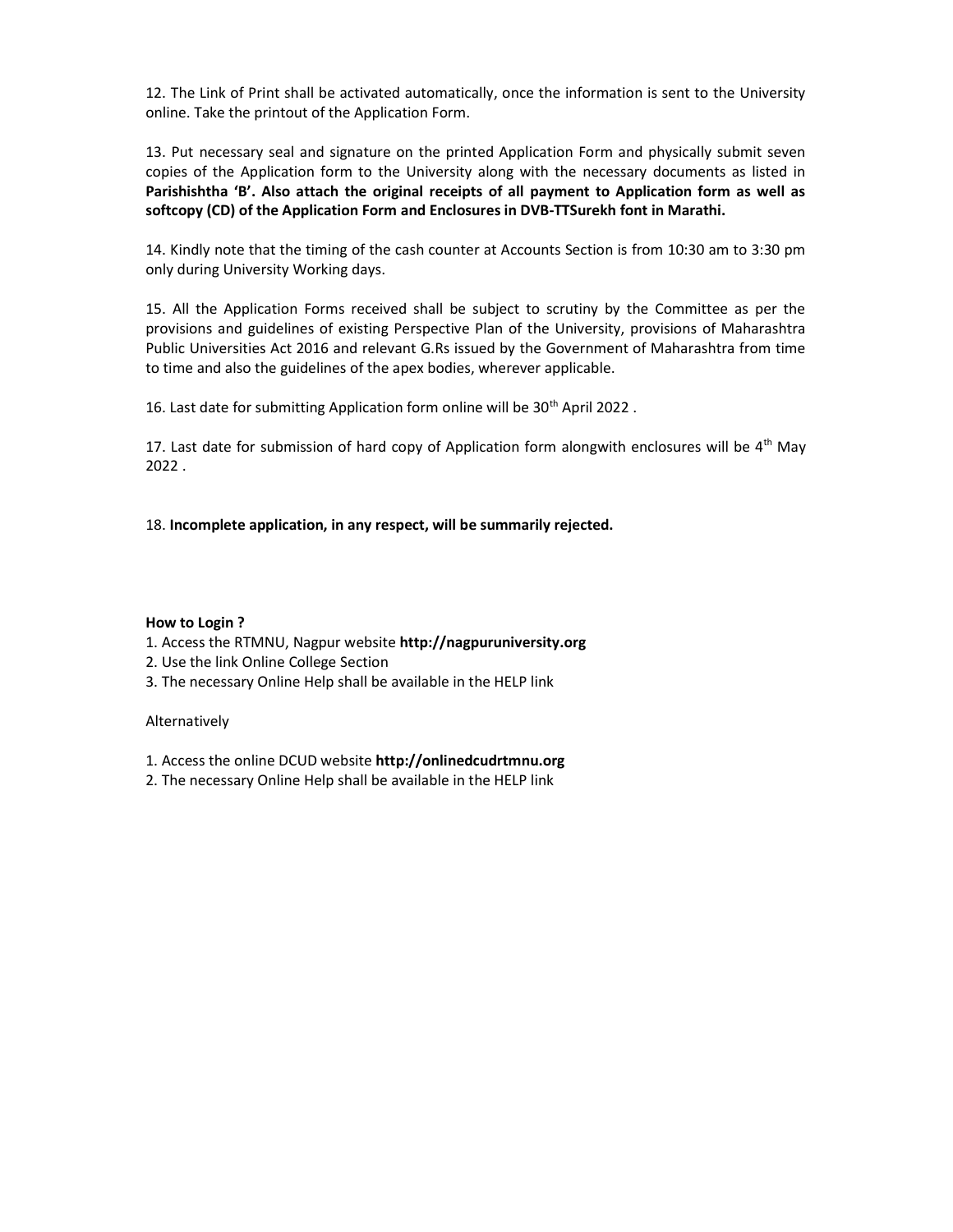12. The Link of Print shall be activated automatically, once the information is sent to the University online. Take the printout of the Application Form.

13. Put necessary seal and signature on the printed Application Form and physically submit seven copies of the Application form to the University along with the necessary documents as listed in **Parishishtha 'B'. Also attach the original receipts of all payment to Application form as well as softcopy (CD) of the Application Form and Enclosures in DVB-TTSurekh font in Marathi.**

14. Kindly note that the timing of the cash counter at Accounts Section is from 10:30 am to 3:30 pm only during University Working days.

15. All the Application Forms received shall be subject to scrutiny by the Committee as per the provisions and guidelines of existing Perspective Plan of the University, provisions of Maharashtra Public Universities Act 2016 and relevant G.Rs issued by the Government of Maharashtra from time to time and also the guidelines of the apex bodies, wherever applicable.

16. Last date for submitting Application form online will be 30th April 2022 .

17. Last date for submission of hard copy of Application form alongwith enclosures will be 4th May 2022 .

18. **Incomplete application, in any respect, will be summarily rejected.**

**How to Login ?**

1. Access the RTMNU, Nagpur website **http://nagpuruniversity.org**
2. Use the link Online College Section
3. The necessary Online Help shall be available in the HELP link

Alternatively

1. Access the online DCUD website **http://onlinedcudrtmnu.org**
2. The necessary Online Help shall be available in the HELP link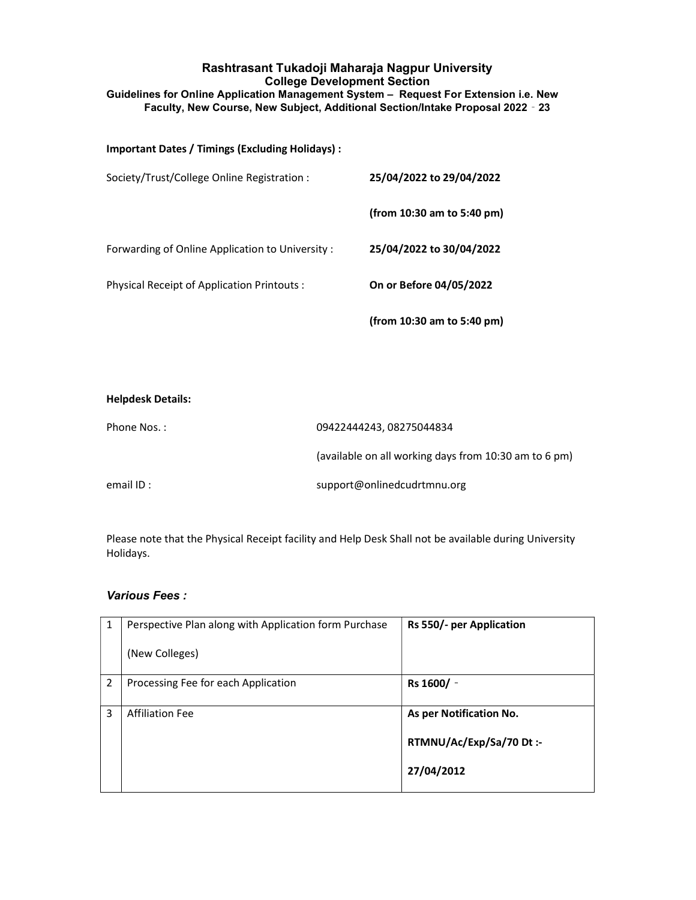# Rashtrasant Tukadoji Maharaja Nagpur University

## College Development Section

### Guidelines for Online Application Management System – Request For Extension i.e. New Faculty, New Course, New Subject, Additional Section/Intake Proposal 2022 - 23

**Important Dates / Timings (Excluding Holidays) :**

Society/Trust/College Online Registration : **25/04/2022 to 29/04/2022**

**(from 10:30 am to 5:40 pm)**

Forwarding of Online Application to University : **25/04/2022 to 30/04/2022**

Physical Receipt of Application Printouts : **On or Before 04/05/2022**

**(from 10:30 am to 5:40 pm)**

**Helpdesk Details:**

Phone Nos. : 09422444243, 08275044834

(available on all working days from 10:30 am to 6 pm)

email ID : support@onlinedcudrtmnu.org

Please note that the Physical Receipt facility and Help Desk Shall not be available during University Holidays.

***Various Fees :***

| | | |
|---|---|---|
| 1 | Perspective Plan along with Application form Purchase<br><br>(New Colleges) | **Rs 550/- per Application** |
| 2 | Processing Fee for each Application | **Rs 1600/ -** |
| 3 | Affiliation Fee | **As per Notification No.<br><br>RTMNU/Ac/Exp/Sa/70 Dt :-<br><br>27/04/2012** |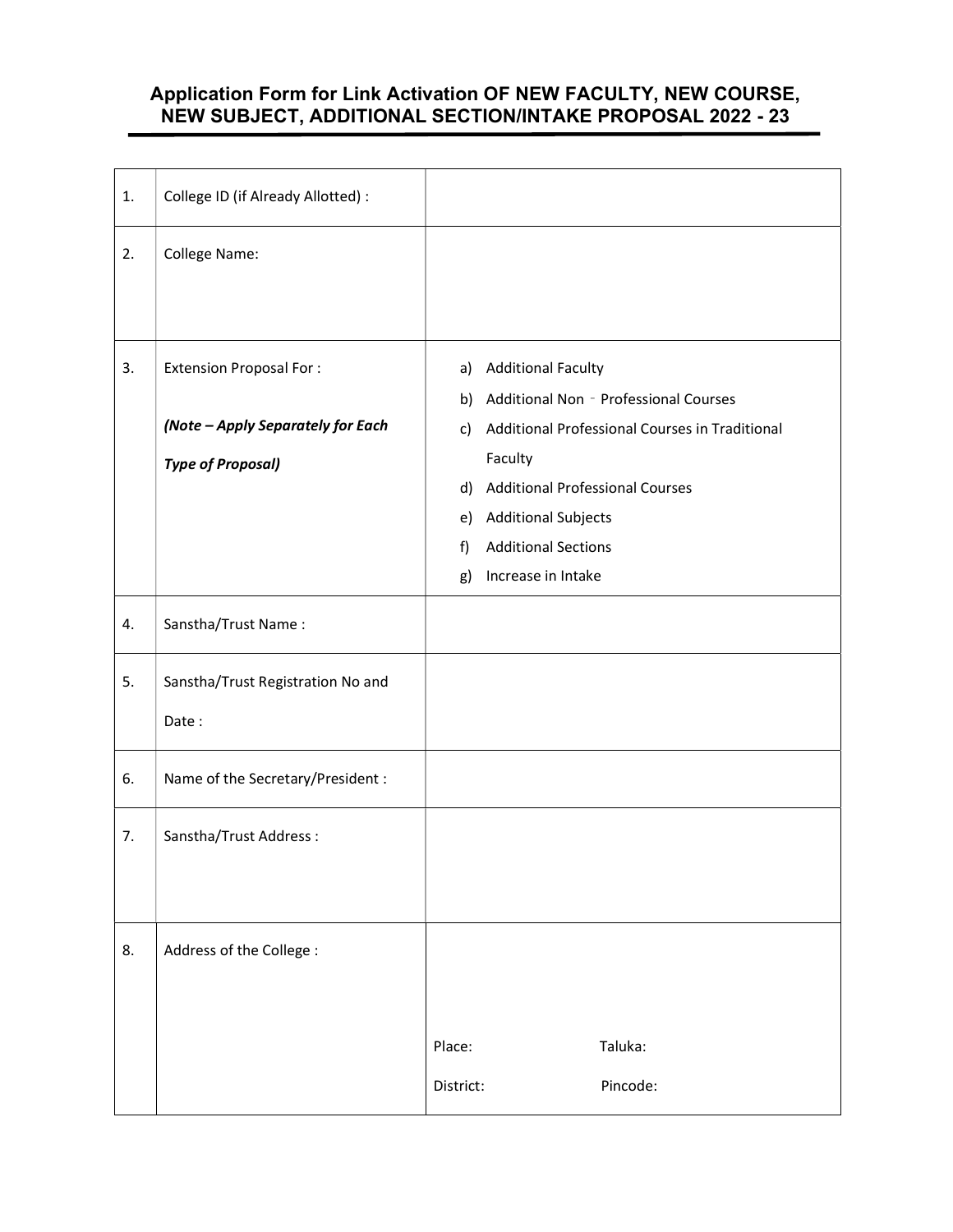## Application Form for Link Activation OF NEW FACULTY, NEW COURSE, NEW SUBJECT, ADDITIONAL SECTION/INTAKE PROPOSAL 2022 - 23

| | | |
|---|---|---|
| 1. | College ID (if Already Allotted) : | |
| 2. | College Name: | |
| 3. | Extension Proposal For :<br><br>***(Note – Apply Separately for Each Type of Proposal)*** | a) Additional Faculty<br>b) Additional Non - Professional Courses<br>c) Additional Professional Courses in Traditional Faculty<br>d) Additional Professional Courses<br>e) Additional Subjects<br>f) Additional Sections<br>g) Increase in Intake |
| 4. | Sanstha/Trust Name : | |
| 5. | Sanstha/Trust Registration No and Date : | |
| 6. | Name of the Secretary/President : | |
| 7. | Sanstha/Trust Address : | |
| 8. | Address of the College : | Place: Taluka:<br>District: Pincode: |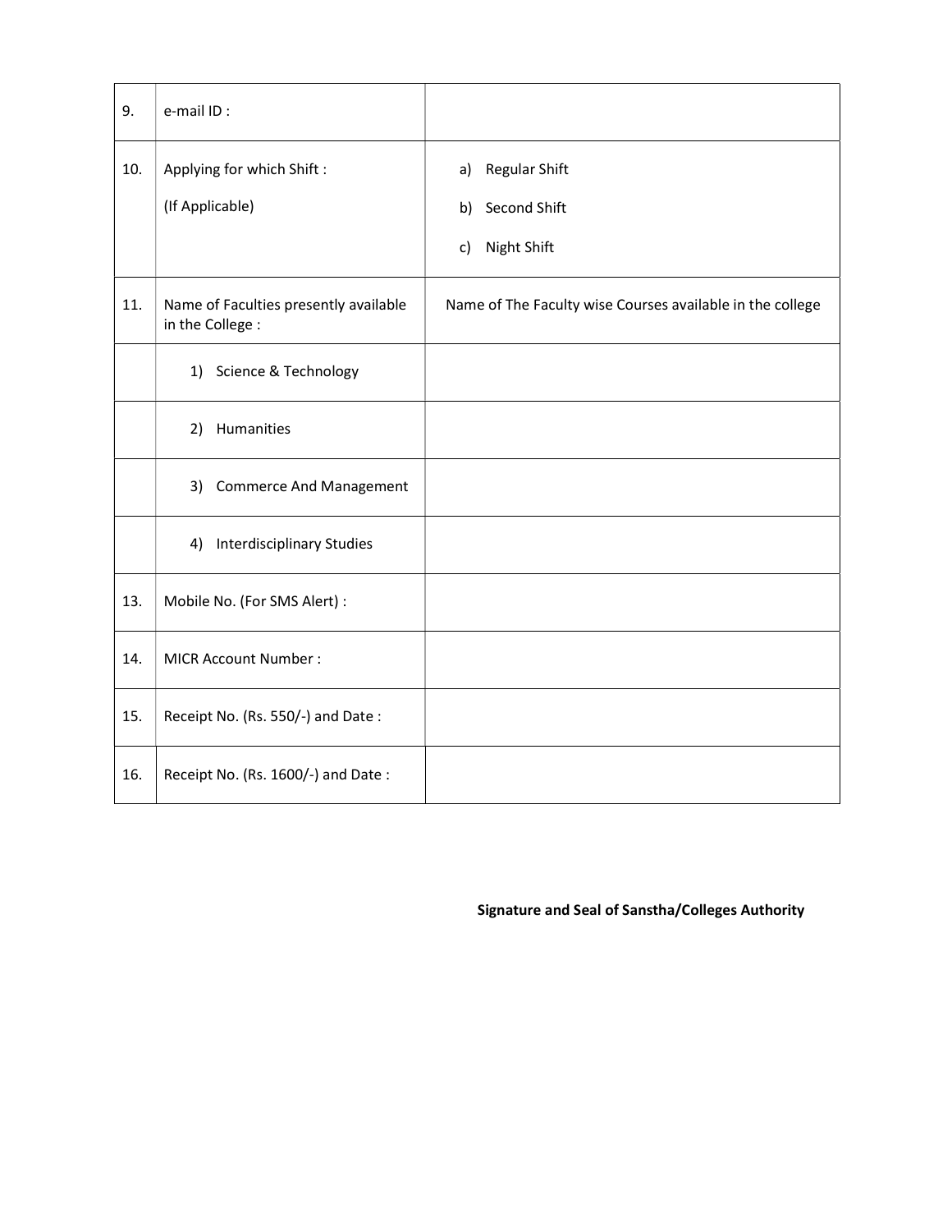| | | |
|---|---|---|
| 9. | e-mail ID : | |
| 10. | Applying for which Shift :<br><br>(If Applicable) | a) Regular Shift<br><br>b) Second Shift<br><br>c) Night Shift |
| 11. | Name of Faculties presently available in the College : | Name of The Faculty wise Courses available in the college |
| | 1) Science & Technology | |
| | 2) Humanities | |
| | 3) Commerce And Management | |
| | 4) Interdisciplinary Studies | |
| 13. | Mobile No. (For SMS Alert) : | |
| 14. | MICR Account Number : | |
| 15. | Receipt No. (Rs. 550/-) and Date : | |
| 16. | Receipt No. (Rs. 1600/-) and Date : | |

**Signature and Seal of Sanstha/Colleges Authority**